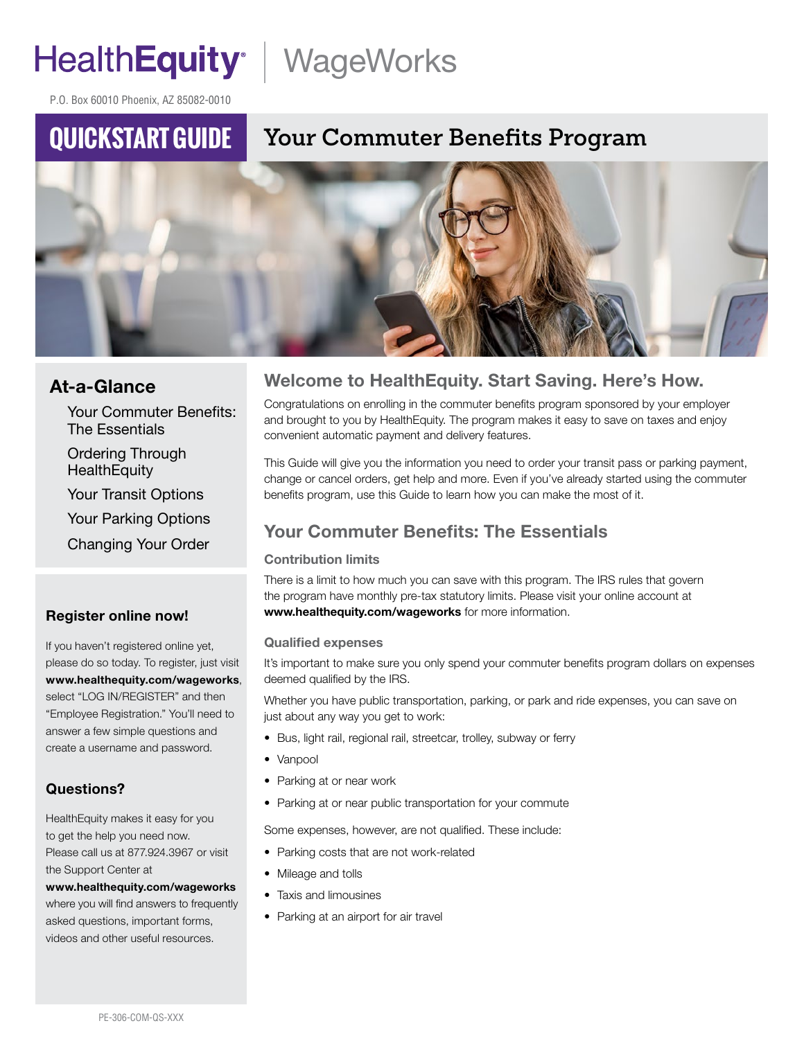HealthEquity | WageWorks

P.O. Box 60010 Phoenix, AZ 85082-0010

# QUICKSTART GUIDE — Your Commuter Benefits Program

## At-a-Glance

- Your Commuter Benefits: The Essentials
- Ordering Through HealthEquity
- Your Transit Options
- Your Parking Options
- Changing Your Order

### Register online now!

If you haven't registered online yet, please do so today. To register, just visit **www.healthequity.com/wageworks**, select "LOG IN/REGISTER" and then "Employee Registration." You'll need to answer a few simple questions and create a username and password.

### Questions?

HealthEquity makes it easy for you to get the help you need now. Please call us at 877.924.3967 or visit the Support Center at **www.healthequity.com/wageworks** where you will find answers to frequently asked questions, important forms, videos and other useful resources.

## Welcome to HealthEquity. Start Saving. Here's How.

Congratulations on enrolling in the commuter benefits program sponsored by your employer and brought to you by HealthEquity. The program makes it easy to save on taxes and enjoy convenient automatic payment and delivery features.

This Guide will give you the information you need to order your transit pass or parking payment, change or cancel orders, get help and more. Even if you've already started using the commuter benefits program, use this Guide to learn how you can make the most of it.

## Your Commuter Benefits: The Essentials

### Contribution limits

There is a limit to how much you can save with this program. The IRS rules that govern the program have monthly pre-tax statutory limits. Please visit your online account at **www.healthequity.com/wageworks** for more information.

### Qualified expenses

It's important to make sure you only spend your commuter benefits program dollars on expenses deemed qualified by the IRS.

Whether you have public transportation, parking, or park and ride expenses, you can save on just about any way you get to work:

- Bus, light rail, regional rail, streetcar, trolley, subway or ferry
- Vanpool
- Parking at or near work
- Parking at or near public transportation for your commute

Some expenses, however, are not qualified. These include:

- Parking costs that are not work-related
- Mileage and tolls
- Taxis and limousines
- Parking at an airport for air travel

PE-306-COM-QS-XXX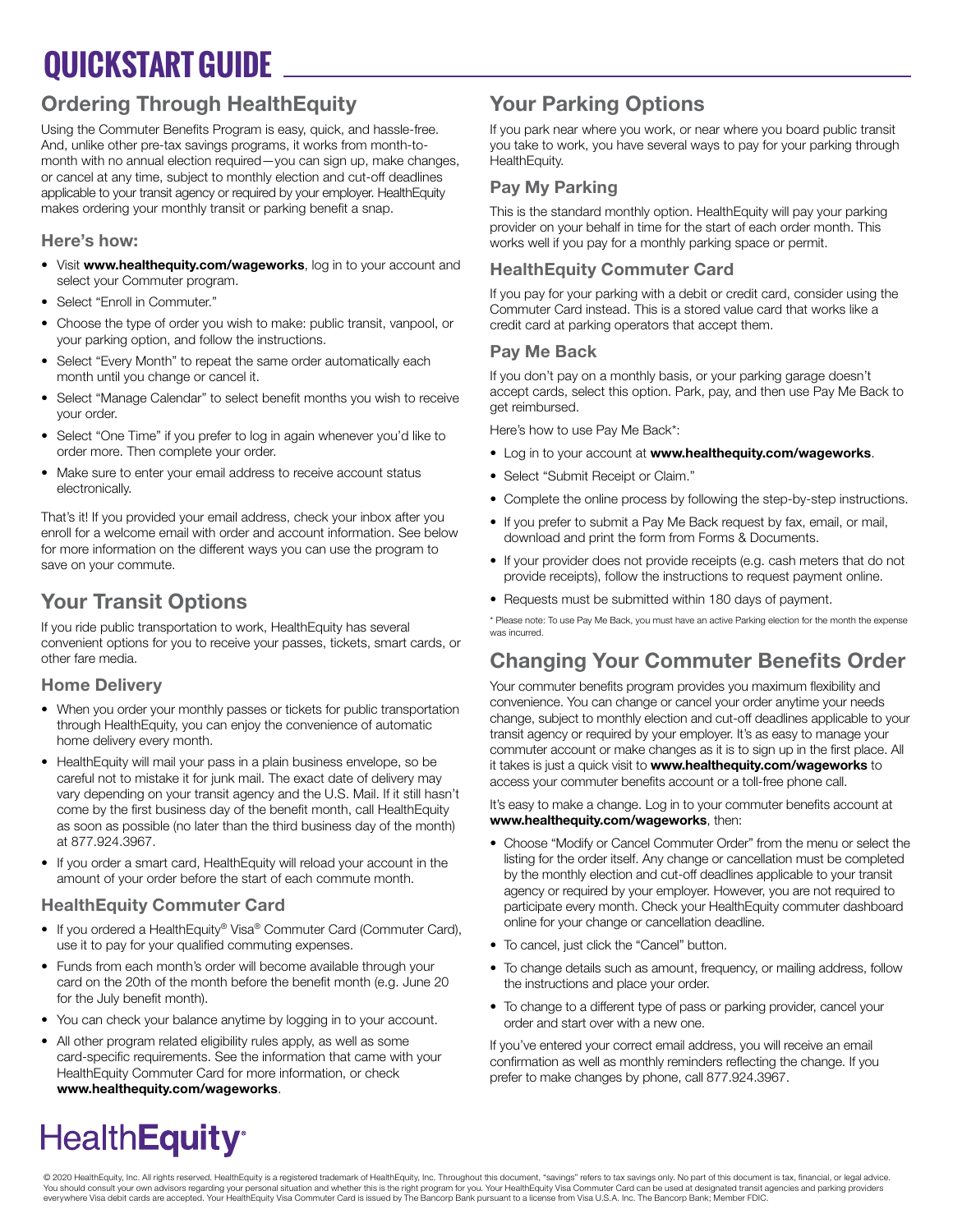# QUICKSTART GUIDE

## Ordering Through HealthEquity

Using the Commuter Benefits Program is easy, quick, and hassle-free. And, unlike other pre-tax savings programs, it works from month-to-month with no annual election required—you can sign up, make changes, or cancel at any time, subject to monthly election and cut-off deadlines applicable to your transit agency or required by your employer. HealthEquity makes ordering your monthly transit or parking benefit a snap.

### Here's how:

- Visit **www.healthequity.com/wageworks**, log in to your account and select your Commuter program.
- Select "Enroll in Commuter."
- Choose the type of order you wish to make: public transit, vanpool, or your parking option, and follow the instructions.
- Select "Every Month" to repeat the same order automatically each month until you change or cancel it.
- Select "Manage Calendar" to select benefit months you wish to receive your order.
- Select "One Time" if you prefer to log in again whenever you'd like to order more. Then complete your order.
- Make sure to enter your email address to receive account status electronically.

That's it! If you provided your email address, check your inbox after you enroll for a welcome email with order and account information. See below for more information on the different ways you can use the program to save on your commute.

## Your Transit Options

If you ride public transportation to work, HealthEquity has several convenient options for you to receive your passes, tickets, smart cards, or other fare media.

### Home Delivery

- When you order your monthly passes or tickets for public transportation through HealthEquity, you can enjoy the convenience of automatic home delivery every month.
- HealthEquity will mail your pass in a plain business envelope, so be careful not to mistake it for junk mail. The exact date of delivery may vary depending on your transit agency and the U.S. Mail. If it still hasn't come by the first business day of the benefit month, call HealthEquity as soon as possible (no later than the third business day of the month) at 877.924.3967.
- If you order a smart card, HealthEquity will reload your account in the amount of your order before the start of each commute month.

### HealthEquity Commuter Card

- If you ordered a HealthEquity® Visa® Commuter Card (Commuter Card), use it to pay for your qualified commuting expenses.
- Funds from each month's order will become available through your card on the 20th of the month before the benefit month (e.g. June 20 for the July benefit month).
- You can check your balance anytime by logging in to your account.
- All other program related eligibility rules apply, as well as some card-specific requirements. See the information that came with your HealthEquity Commuter Card for more information, or check **www.healthequity.com/wageworks**.

## Your Parking Options

If you park near where you work, or near where you board public transit you take to work, you have several ways to pay for your parking through HealthEquity.

### Pay My Parking

This is the standard monthly option. HealthEquity will pay your parking provider on your behalf in time for the start of each order month. This works well if you pay for a monthly parking space or permit.

### HealthEquity Commuter Card

If you pay for your parking with a debit or credit card, consider using the Commuter Card instead. This is a stored value card that works like a credit card at parking operators that accept them.

### Pay Me Back

If you don't pay on a monthly basis, or your parking garage doesn't accept cards, select this option. Park, pay, and then use Pay Me Back to get reimbursed.

Here's how to use Pay Me Back*:

- Log in to your account at **www.healthequity.com/wageworks**.
- Select "Submit Receipt or Claim."
- Complete the online process by following the step-by-step instructions.
- If you prefer to submit a Pay Me Back request by fax, email, or mail, download and print the form from Forms & Documents.
- If your provider does not provide receipts (e.g. cash meters that do not provide receipts), follow the instructions to request payment online.
- Requests must be submitted within 180 days of payment.

* Please note: To use Pay Me Back, you must have an active Parking election for the month the expense was incurred.

## Changing Your Commuter Benefits Order

Your commuter benefits program provides you maximum flexibility and convenience. You can change or cancel your order anytime your needs change, subject to monthly election and cut-off deadlines applicable to your transit agency or required by your employer. It's as easy to manage your commuter account or make changes as it is to sign up in the first place. All it takes is just a quick visit to **www.healthequity.com/wageworks** to access your commuter benefits account or a toll-free phone call.

It's easy to make a change. Log in to your commuter benefits account at **www.healthequity.com/wageworks**, then:

- Choose "Modify or Cancel Commuter Order" from the menu or select the listing for the order itself. Any change or cancellation must be completed by the monthly election and cut-off deadlines applicable to your transit agency or required by your employer. However, you are not required to participate every month. Check your HealthEquity commuter dashboard online for your change or cancellation deadline.
- To cancel, just click the "Cancel" button.
- To change details such as amount, frequency, or mailing address, follow the instructions and place your order.
- To change to a different type of pass or parking provider, cancel your order and start over with a new one.

If you've entered your correct email address, you will receive an email confirmation as well as monthly reminders reflecting the change. If you prefer to make changes by phone, call 877.924.3967.

HealthEquity®

© 2020 HealthEquity, Inc. All rights reserved. HealthEquity is a registered trademark of HealthEquity, Inc. Throughout this document, "savings" refers to tax savings only. No part of this document is tax, financial, or legal advice. You should consult your own advisors regarding your personal situation and whether this is the right program for you. Your HealthEquity Visa Commuter Card can be used at designated transit agencies and parking providers everywhere Visa debit cards are accepted. Your HealthEquity Visa Commuter Card is issued by The Bancorp Bank pursuant to a license from Visa U.S.A. Inc. The Bancorp Bank; Member FDIC.